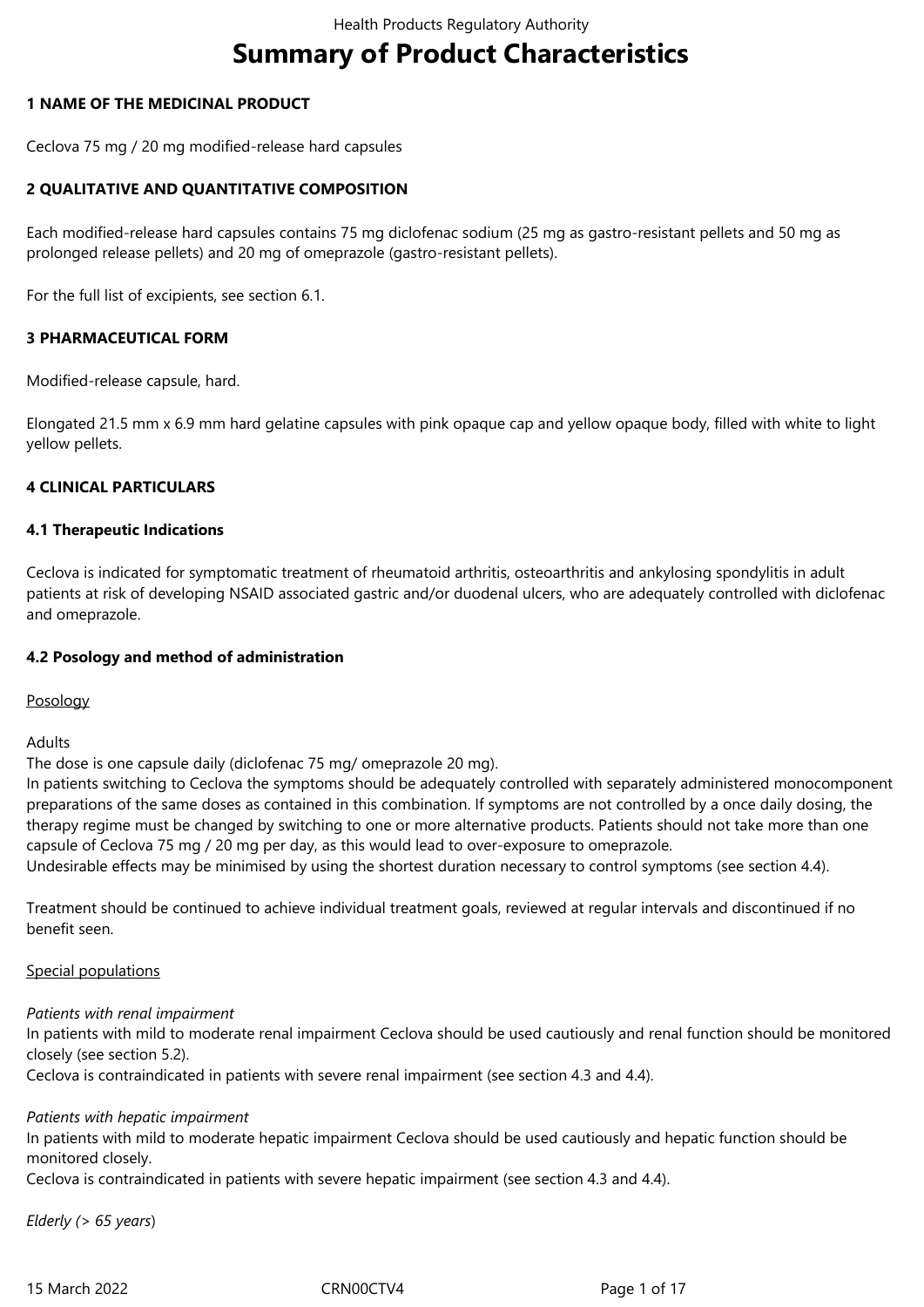# Summary of Product Characteristics

## 1 NAME OF THE MEDICINAL PRODUCT

Ceclova 75 mg / 20 mg modified-release hard capsules

## 2 QUALITATIVE AND QUANTITATIVE COMPOSITION

Each modified-release hard capsules contains 75 mg diclofenac sodium (25 mg as gastro-resistant pellets and 50 mg as prolonged release pellets) and 20 mg of omeprazole (gastro-resistant pellets).

For the full list of excipients, see section 6.1.

## 3 PHARMACEUTICAL FORM

Modified-release capsule, hard.

Elongated 21.5 mm x 6.9 mm hard gelatine capsules with pink opaque cap and yellow opaque body, filled with white to light yellow pellets.

## 4 CLINICAL PARTICULARS

### 4.1 Therapeutic Indications

Ceclova is indicated for symptomatic treatment of rheumatoid arthritis, osteoarthritis and ankylosing spondylitis in adult patients at risk of developing NSAID associated gastric and/or duodenal ulcers, who are adequately controlled with diclofenac and omeprazole.

### 4.2 Posology and method of administration

<u>Posology</u>

Adults
The dose is one capsule daily (diclofenac 75 mg/ omeprazole 20 mg).
In patients switching to Ceclova the symptoms should be adequately controlled with separately administered monocomponent preparations of the same doses as contained in this combination. If symptoms are not controlled by a once daily dosing, the therapy regime must be changed by switching to one or more alternative products. Patients should not take more than one capsule of Ceclova 75 mg / 20 mg per day, as this would lead to over-exposure to omeprazole.
Undesirable effects may be minimised by using the shortest duration necessary to control symptoms (see section 4.4).

Treatment should be continued to achieve individual treatment goals, reviewed at regular intervals and discontinued if no benefit seen.

<u>Special populations</u>

*Patients with renal impairment*
In patients with mild to moderate renal impairment Ceclova should be used cautiously and renal function should be monitored closely (see section 5.2).
Ceclova is contraindicated in patients with severe renal impairment (see section 4.3 and 4.4).

*Patients with hepatic impairment*
In patients with mild to moderate hepatic impairment Ceclova should be used cautiously and hepatic function should be monitored closely.
Ceclova is contraindicated in patients with severe hepatic impairment (see section 4.3 and 4.4).

*Elderly (> 65 years*)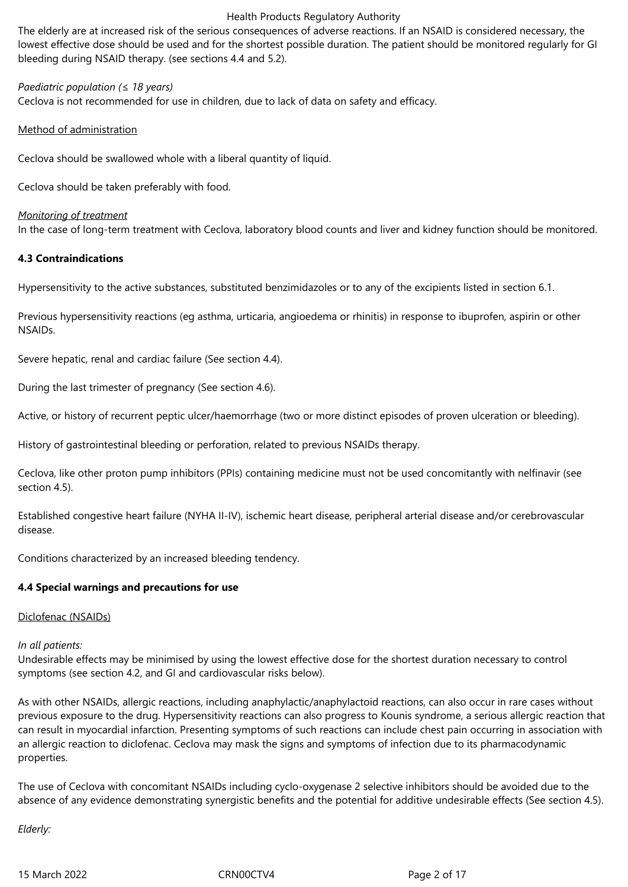The elderly are at increased risk of the serious consequences of adverse reactions. If an NSAID is considered necessary, the lowest effective dose should be used and for the shortest possible duration. The patient should be monitored regularly for GI bleeding during NSAID therapy. (see sections 4.4 and 5.2).

*Paediatric population (≤ 18 years)*
Ceclova is not recommended for use in children, due to lack of data on safety and efficacy.

Method of administration

Ceclova should be swallowed whole with a liberal quantity of liquid.

Ceclova should be taken preferably with food.

*Monitoring of treatment*
In the case of long-term treatment with Ceclova, laboratory blood counts and liver and kidney function should be monitored.

### 4.3 Contraindications

Hypersensitivity to the active substances, substituted benzimidazoles or to any of the excipients listed in section 6.1.

Previous hypersensitivity reactions (eg asthma, urticaria, angioedema or rhinitis) in response to ibuprofen, aspirin or other NSAIDs.

Severe hepatic, renal and cardiac failure (See section 4.4).

During the last trimester of pregnancy (See section 4.6).

Active, or history of recurrent peptic ulcer/haemorrhage (two or more distinct episodes of proven ulceration or bleeding).

History of gastrointestinal bleeding or perforation, related to previous NSAIDs therapy.

Ceclova, like other proton pump inhibitors (PPIs) containing medicine must not be used concomitantly with nelfinavir (see section 4.5).

Established congestive heart failure (NYHA II-IV), ischemic heart disease, peripheral arterial disease and/or cerebrovascular disease.

Conditions characterized by an increased bleeding tendency.

### 4.4 Special warnings and precautions for use

Diclofenac (NSAIDs)

*In all patients:*
Undesirable effects may be minimised by using the lowest effective dose for the shortest duration necessary to control symptoms (see section 4.2, and GI and cardiovascular risks below).

As with other NSAIDs, allergic reactions, including anaphylactic/anaphylactoid reactions, can also occur in rare cases without previous exposure to the drug. Hypersensitivity reactions can also progress to Kounis syndrome, a serious allergic reaction that can result in myocardial infarction. Presenting symptoms of such reactions can include chest pain occurring in association with an allergic reaction to diclofenac. Ceclova may mask the signs and symptoms of infection due to its pharmacodynamic properties.

The use of Ceclova with concomitant NSAIDs including cyclo-oxygenase 2 selective inhibitors should be avoided due to the absence of any evidence demonstrating synergistic benefits and the potential for additive undesirable effects (See section 4.5).

*Elderly:*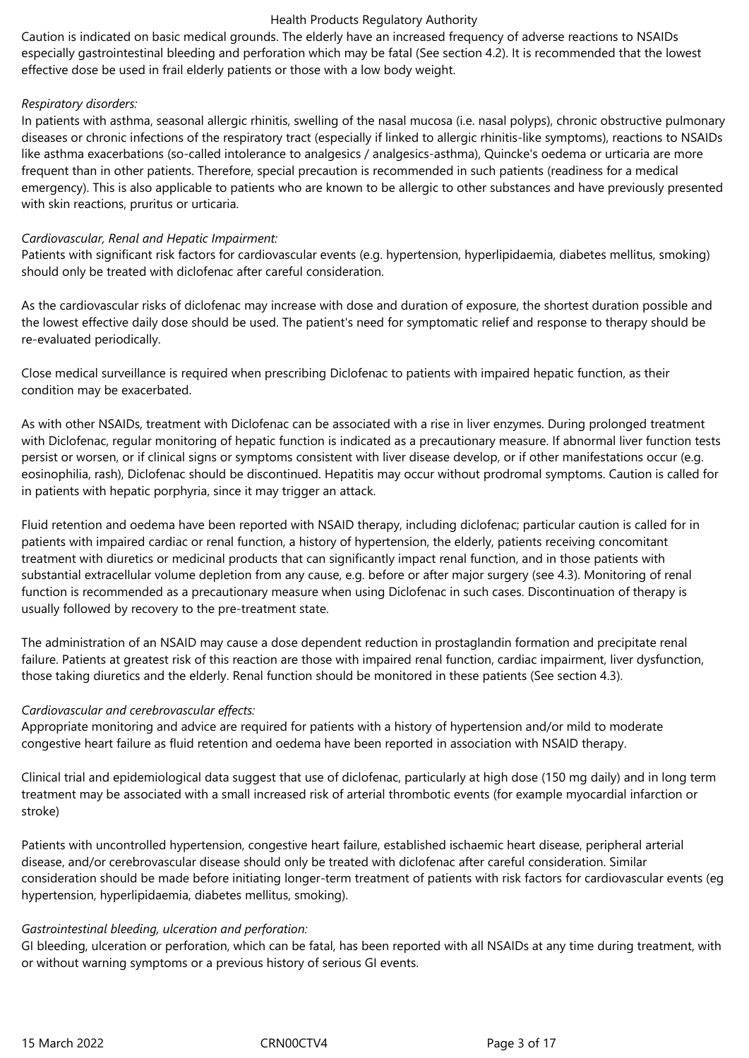Caution is indicated on basic medical grounds. The elderly have an increased frequency of adverse reactions to NSAIDs especially gastrointestinal bleeding and perforation which may be fatal (See section 4.2). It is recommended that the lowest effective dose be used in frail elderly patients or those with a low body weight.

*Respiratory disorders:*

In patients with asthma, seasonal allergic rhinitis, swelling of the nasal mucosa (i.e. nasal polyps), chronic obstructive pulmonary diseases or chronic infections of the respiratory tract (especially if linked to allergic rhinitis-like symptoms), reactions to NSAIDs like asthma exacerbations (so-called intolerance to analgesics / analgesics-asthma), Quincke's oedema or urticaria are more frequent than in other patients. Therefore, special precaution is recommended in such patients (readiness for a medical emergency). This is also applicable to patients who are known to be allergic to other substances and have previously presented with skin reactions, pruritus or urticaria.

*Cardiovascular, Renal and Hepatic Impairment:*

Patients with significant risk factors for cardiovascular events (e.g. hypertension, hyperlipidaemia, diabetes mellitus, smoking) should only be treated with diclofenac after careful consideration.

As the cardiovascular risks of diclofenac may increase with dose and duration of exposure, the shortest duration possible and the lowest effective daily dose should be used. The patient's need for symptomatic relief and response to therapy should be re-evaluated periodically.

Close medical surveillance is required when prescribing Diclofenac to patients with impaired hepatic function, as their condition may be exacerbated.

As with other NSAIDs, treatment with Diclofenac can be associated with a rise in liver enzymes. During prolonged treatment with Diclofenac, regular monitoring of hepatic function is indicated as a precautionary measure. If abnormal liver function tests persist or worsen, or if clinical signs or symptoms consistent with liver disease develop, or if other manifestations occur (e.g. eosinophilia, rash), Diclofenac should be discontinued. Hepatitis may occur without prodromal symptoms. Caution is called for in patients with hepatic porphyria, since it may trigger an attack.

Fluid retention and oedema have been reported with NSAID therapy, including diclofenac; particular caution is called for in patients with impaired cardiac or renal function, a history of hypertension, the elderly, patients receiving concomitant treatment with diuretics or medicinal products that can significantly impact renal function, and in those patients with substantial extracellular volume depletion from any cause, e.g. before or after major surgery (see 4.3). Monitoring of renal function is recommended as a precautionary measure when using Diclofenac in such cases. Discontinuation of therapy is usually followed by recovery to the pre-treatment state.

The administration of an NSAID may cause a dose dependent reduction in prostaglandin formation and precipitate renal failure. Patients at greatest risk of this reaction are those with impaired renal function, cardiac impairment, liver dysfunction, those taking diuretics and the elderly. Renal function should be monitored in these patients (See section 4.3).

*Cardiovascular and cerebrovascular effects:*

Appropriate monitoring and advice are required for patients with a history of hypertension and/or mild to moderate congestive heart failure as fluid retention and oedema have been reported in association with NSAID therapy.

Clinical trial and epidemiological data suggest that use of diclofenac, particularly at high dose (150 mg daily) and in long term treatment may be associated with a small increased risk of arterial thrombotic events (for example myocardial infarction or stroke)

Patients with uncontrolled hypertension, congestive heart failure, established ischaemic heart disease, peripheral arterial disease, and/or cerebrovascular disease should only be treated with diclofenac after careful consideration. Similar consideration should be made before initiating longer-term treatment of patients with risk factors for cardiovascular events (eg hypertension, hyperlipidaemia, diabetes mellitus, smoking).

*Gastrointestinal bleeding, ulceration and perforation:*

GI bleeding, ulceration or perforation, which can be fatal, has been reported with all NSAIDs at any time during treatment, with or without warning symptoms or a previous history of serious GI events.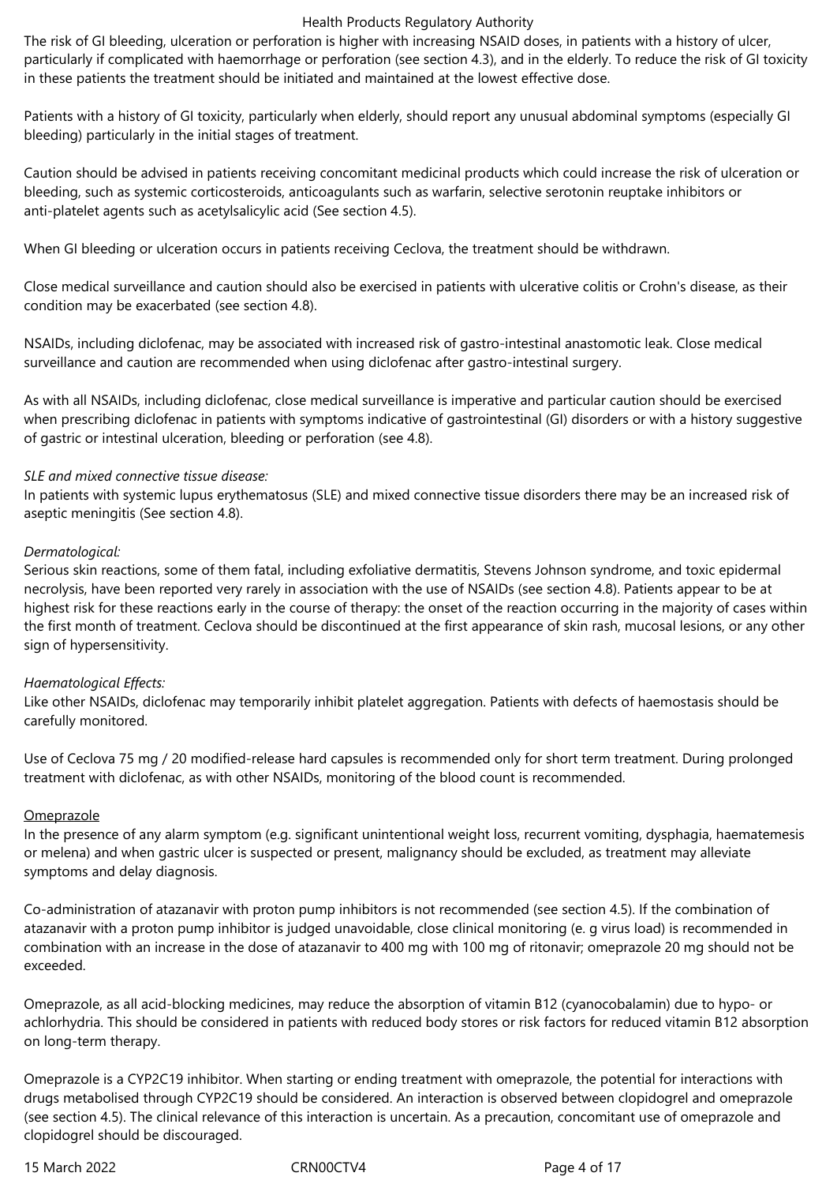The risk of GI bleeding, ulceration or perforation is higher with increasing NSAID doses, in patients with a history of ulcer, particularly if complicated with haemorrhage or perforation (see section 4.3), and in the elderly. To reduce the risk of GI toxicity in these patients the treatment should be initiated and maintained at the lowest effective dose.

Patients with a history of GI toxicity, particularly when elderly, should report any unusual abdominal symptoms (especially GI bleeding) particularly in the initial stages of treatment.

Caution should be advised in patients receiving concomitant medicinal products which could increase the risk of ulceration or bleeding, such as systemic corticosteroids, anticoagulants such as warfarin, selective serotonin reuptake inhibitors or anti-platelet agents such as acetylsalicylic acid (See section 4.5).

When GI bleeding or ulceration occurs in patients receiving Ceclova, the treatment should be withdrawn.

Close medical surveillance and caution should also be exercised in patients with ulcerative colitis or Crohn's disease, as their condition may be exacerbated (see section 4.8).

NSAIDs, including diclofenac, may be associated with increased risk of gastro-intestinal anastomotic leak. Close medical surveillance and caution are recommended when using diclofenac after gastro-intestinal surgery.

As with all NSAIDs, including diclofenac, close medical surveillance is imperative and particular caution should be exercised when prescribing diclofenac in patients with symptoms indicative of gastrointestinal (GI) disorders or with a history suggestive of gastric or intestinal ulceration, bleeding or perforation (see 4.8).

*SLE and mixed connective tissue disease:*
In patients with systemic lupus erythematosus (SLE) and mixed connective tissue disorders there may be an increased risk of aseptic meningitis (See section 4.8).

*Dermatological:*
Serious skin reactions, some of them fatal, including exfoliative dermatitis, Stevens Johnson syndrome, and toxic epidermal necrolysis, have been reported very rarely in association with the use of NSAIDs (see section 4.8). Patients appear to be at highest risk for these reactions early in the course of therapy: the onset of the reaction occurring in the majority of cases within the first month of treatment. Ceclova should be discontinued at the first appearance of skin rash, mucosal lesions, or any other sign of hypersensitivity.

*Haematological Effects:*
Like other NSAIDs, diclofenac may temporarily inhibit platelet aggregation. Patients with defects of haemostasis should be carefully monitored.

Use of Ceclova 75 mg / 20 modified-release hard capsules is recommended only for short term treatment. During prolonged treatment with diclofenac, as with other NSAIDs, monitoring of the blood count is recommended.

<u>Omeprazole</u>
In the presence of any alarm symptom (e.g. significant unintentional weight loss, recurrent vomiting, dysphagia, haematemesis or melena) and when gastric ulcer is suspected or present, malignancy should be excluded, as treatment may alleviate symptoms and delay diagnosis.

Co-administration of atazanavir with proton pump inhibitors is not recommended (see section 4.5). If the combination of atazanavir with a proton pump inhibitor is judged unavoidable, close clinical monitoring (e. g virus load) is recommended in combination with an increase in the dose of atazanavir to 400 mg with 100 mg of ritonavir; omeprazole 20 mg should not be exceeded.

Omeprazole, as all acid-blocking medicines, may reduce the absorption of vitamin B12 (cyanocobalamin) due to hypo- or achlorhydria. This should be considered in patients with reduced body stores or risk factors for reduced vitamin B12 absorption on long-term therapy.

Omeprazole is a CYP2C19 inhibitor. When starting or ending treatment with omeprazole, the potential for interactions with drugs metabolised through CYP2C19 should be considered. An interaction is observed between clopidogrel and omeprazole (see section 4.5). The clinical relevance of this interaction is uncertain. As a precaution, concomitant use of omeprazole and clopidogrel should be discouraged.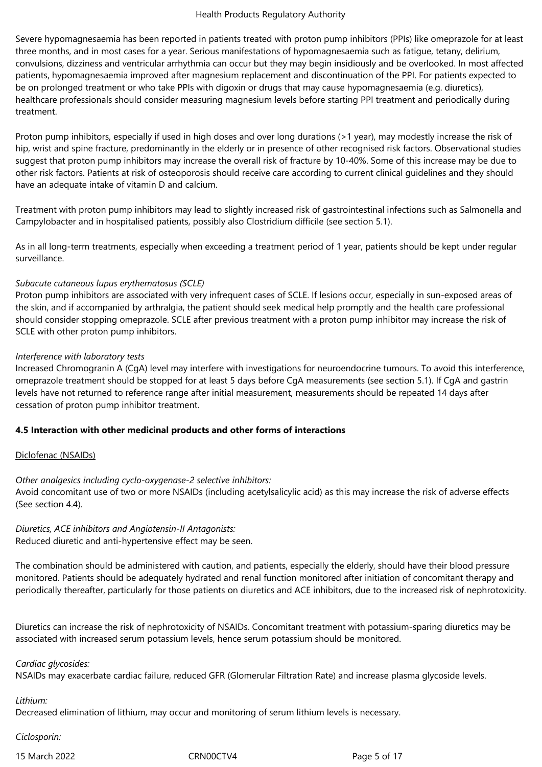Severe hypomagnesaemia has been reported in patients treated with proton pump inhibitors (PPIs) like omeprazole for at least three months, and in most cases for a year. Serious manifestations of hypomagnesaemia such as fatigue, tetany, delirium, convulsions, dizziness and ventricular arrhythmia can occur but they may begin insidiously and be overlooked. In most affected patients, hypomagnesaemia improved after magnesium replacement and discontinuation of the PPI. For patients expected to be on prolonged treatment or who take PPIs with digoxin or drugs that may cause hypomagnesaemia (e.g. diuretics), healthcare professionals should consider measuring magnesium levels before starting PPI treatment and periodically during treatment.

Proton pump inhibitors, especially if used in high doses and over long durations (>1 year), may modestly increase the risk of hip, wrist and spine fracture, predominantly in the elderly or in presence of other recognised risk factors. Observational studies suggest that proton pump inhibitors may increase the overall risk of fracture by 10-40%. Some of this increase may be due to other risk factors. Patients at risk of osteoporosis should receive care according to current clinical guidelines and they should have an adequate intake of vitamin D and calcium.

Treatment with proton pump inhibitors may lead to slightly increased risk of gastrointestinal infections such as Salmonella and Campylobacter and in hospitalised patients, possibly also Clostridium difficile (see section 5.1).

As in all long-term treatments, especially when exceeding a treatment period of 1 year, patients should be kept under regular surveillance.

*Subacute cutaneous lupus erythematosus (SCLE)*
Proton pump inhibitors are associated with very infrequent cases of SCLE. If lesions occur, especially in sun-exposed areas of the skin, and if accompanied by arthralgia, the patient should seek medical help promptly and the health care professional should consider stopping omeprazole. SCLE after previous treatment with a proton pump inhibitor may increase the risk of SCLE with other proton pump inhibitors.

*Interference with laboratory tests*
Increased Chromogranin A (CgA) level may interfere with investigations for neuroendocrine tumours. To avoid this interference, omeprazole treatment should be stopped for at least 5 days before CgA measurements (see section 5.1). If CgA and gastrin levels have not returned to reference range after initial measurement, measurements should be repeated 14 days after cessation of proton pump inhibitor treatment.

### 4.5 Interaction with other medicinal products and other forms of interactions

Diclofenac (NSAIDs)

*Other analgesics including cyclo-oxygenase-2 selective inhibitors:*
Avoid concomitant use of two or more NSAIDs (including acetylsalicylic acid) as this may increase the risk of adverse effects (See section 4.4).

*Diuretics, ACE inhibitors and Angiotensin-II Antagonists:*
Reduced diuretic and anti-hypertensive effect may be seen.

The combination should be administered with caution, and patients, especially the elderly, should have their blood pressure monitored. Patients should be adequately hydrated and renal function monitored after initiation of concomitant therapy and periodically thereafter, particularly for those patients on diuretics and ACE inhibitors, due to the increased risk of nephrotoxicity.

Diuretics can increase the risk of nephrotoxicity of NSAIDs. Concomitant treatment with potassium-sparing diuretics may be associated with increased serum potassium levels, hence serum potassium should be monitored.

*Cardiac glycosides:*
NSAIDs may exacerbate cardiac failure, reduced GFR (Glomerular Filtration Rate) and increase plasma glycoside levels.

*Lithium:*
Decreased elimination of lithium, may occur and monitoring of serum lithium levels is necessary.

*Ciclosporin:*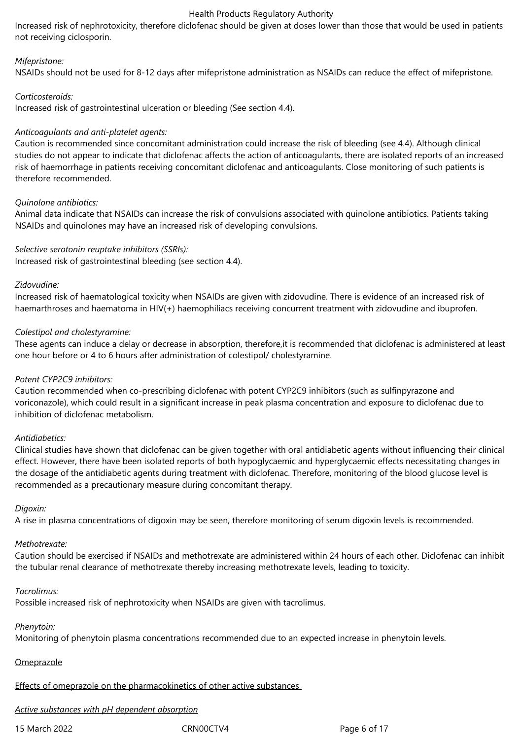Increased risk of nephrotoxicity, therefore diclofenac should be given at doses lower than those that would be used in patients not receiving ciclosporin.

*Mifepristone:*
NSAIDs should not be used for 8-12 days after mifepristone administration as NSAIDs can reduce the effect of mifepristone.

*Corticosteroids:*
Increased risk of gastrointestinal ulceration or bleeding (See section 4.4).

*Anticoagulants and anti-platelet agents:*
Caution is recommended since concomitant administration could increase the risk of bleeding (see 4.4). Although clinical studies do not appear to indicate that diclofenac affects the action of anticoagulants, there are isolated reports of an increased risk of haemorrhage in patients receiving concomitant diclofenac and anticoagulants. Close monitoring of such patients is therefore recommended.

*Quinolone antibiotics:*
Animal data indicate that NSAIDs can increase the risk of convulsions associated with quinolone antibiotics. Patients taking NSAIDs and quinolones may have an increased risk of developing convulsions.

*Selective serotonin reuptake inhibitors (SSRIs):*
Increased risk of gastrointestinal bleeding (see section 4.4).

*Zidovudine:*
Increased risk of haematological toxicity when NSAIDs are given with zidovudine. There is evidence of an increased risk of haemarthroses and haematoma in HIV(+) haemophiliacs receiving concurrent treatment with zidovudine and ibuprofen.

*Colestipol and cholestyramine:*
These agents can induce a delay or decrease in absorption, therefore,it is recommended that diclofenac is administered at least one hour before or 4 to 6 hours after administration of colestipol/ cholestyramine.

*Potent CYP2C9 inhibitors:*
Caution recommended when co-prescribing diclofenac with potent CYP2C9 inhibitors (such as sulfinpyrazone and voriconazole), which could result in a significant increase in peak plasma concentration and exposure to diclofenac due to inhibition of diclofenac metabolism.

*Antidiabetics:*
Clinical studies have shown that diclofenac can be given together with oral antidiabetic agents without influencing their clinical effect. However, there have been isolated reports of both hypoglycaemic and hyperglycaemic effects necessitating changes in the dosage of the antidiabetic agents during treatment with diclofenac. Therefore, monitoring of the blood glucose level is recommended as a precautionary measure during concomitant therapy.

*Digoxin:*
A rise in plasma concentrations of digoxin may be seen, therefore monitoring of serum digoxin levels is recommended.

*Methotrexate:*
Caution should be exercised if NSAIDs and methotrexate are administered within 24 hours of each other. Diclofenac can inhibit the tubular renal clearance of methotrexate thereby increasing methotrexate levels, leading to toxicity.

*Tacrolimus:*
Possible increased risk of nephrotoxicity when NSAIDs are given with tacrolimus.

*Phenytoin:*
Monitoring of phenytoin plasma concentrations recommended due to an expected increase in phenytoin levels.

Omeprazole

Effects of omeprazole on the pharmacokinetics of other active substances

*Active substances with pH dependent absorption*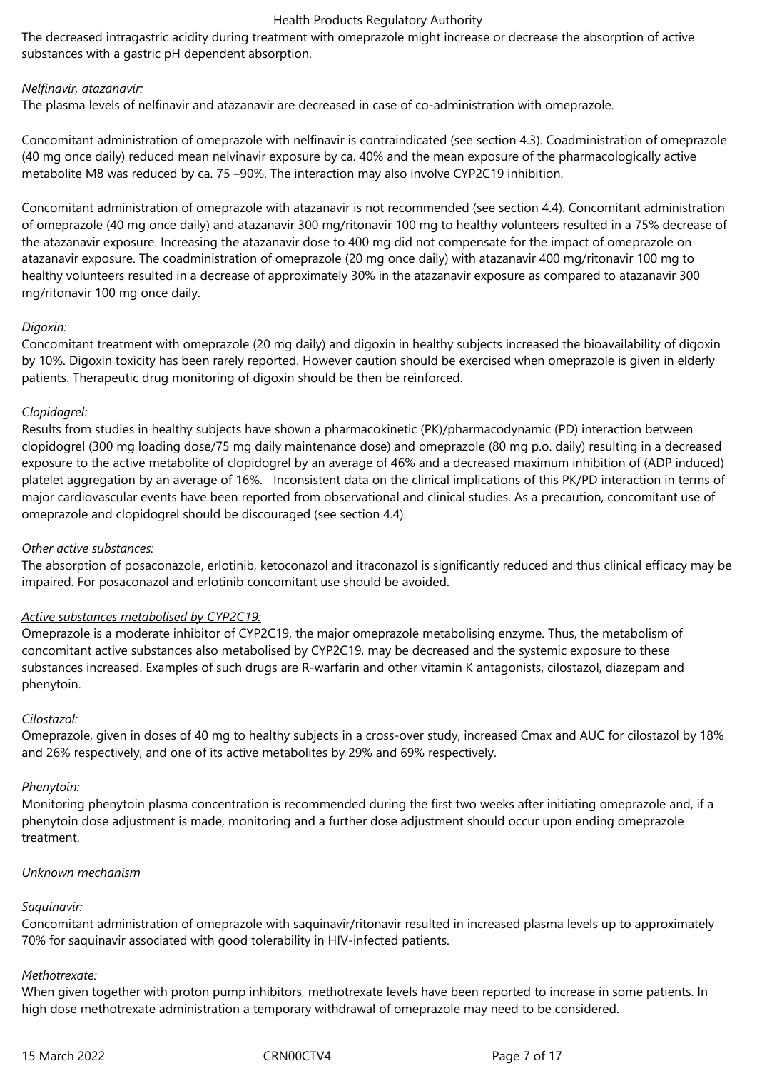The decreased intragastric acidity during treatment with omeprazole might increase or decrease the absorption of active substances with a gastric pH dependent absorption.

*Nelfinavir, atazanavir:*

The plasma levels of nelfinavir and atazanavir are decreased in case of co-administration with omeprazole.

Concomitant administration of omeprazole with nelfinavir is contraindicated (see section 4.3). Coadministration of omeprazole (40 mg once daily) reduced mean nelvinavir exposure by ca. 40% and the mean exposure of the pharmacologically active metabolite M8 was reduced by ca. 75 –90%. The interaction may also involve CYP2C19 inhibition.

Concomitant administration of omeprazole with atazanavir is not recommended (see section 4.4). Concomitant administration of omeprazole (40 mg once daily) and atazanavir 300 mg/ritonavir 100 mg to healthy volunteers resulted in a 75% decrease of the atazanavir exposure. Increasing the atazanavir dose to 400 mg did not compensate for the impact of omeprazole on atazanavir exposure. The coadministration of omeprazole (20 mg once daily) with atazanavir 400 mg/ritonavir 100 mg to healthy volunteers resulted in a decrease of approximately 30% in the atazanavir exposure as compared to atazanavir 300 mg/ritonavir 100 mg once daily.

*Digoxin:*

Concomitant treatment with omeprazole (20 mg daily) and digoxin in healthy subjects increased the bioavailability of digoxin by 10%. Digoxin toxicity has been rarely reported. However caution should be exercised when omeprazole is given in elderly patients. Therapeutic drug monitoring of digoxin should be then be reinforced.

*Clopidogrel:*

Results from studies in healthy subjects have shown a pharmacokinetic (PK)/pharmacodynamic (PD) interaction between clopidogrel (300 mg loading dose/75 mg daily maintenance dose) and omeprazole (80 mg p.o. daily) resulting in a decreased exposure to the active metabolite of clopidogrel by an average of 46% and a decreased maximum inhibition of (ADP induced) platelet aggregation by an average of 16%. Inconsistent data on the clinical implications of this PK/PD interaction in terms of major cardiovascular events have been reported from observational and clinical studies. As a precaution, concomitant use of omeprazole and clopidogrel should be discouraged (see section 4.4).

*Other active substances:*

The absorption of posaconazole, erlotinib, ketoconazol and itraconazol is significantly reduced and thus clinical efficacy may be impaired. For posaconazol and erlotinib concomitant use should be avoided.

*Active substances metabolised by CYP2C19:*

Omeprazole is a moderate inhibitor of CYP2C19, the major omeprazole metabolising enzyme. Thus, the metabolism of concomitant active substances also metabolised by CYP2C19, may be decreased and the systemic exposure to these substances increased. Examples of such drugs are R-warfarin and other vitamin K antagonists, cilostazol, diazepam and phenytoin.

*Cilostazol:*

Omeprazole, given in doses of 40 mg to healthy subjects in a cross-over study, increased Cmax and AUC for cilostazol by 18% and 26% respectively, and one of its active metabolites by 29% and 69% respectively.

*Phenytoin:*

Monitoring phenytoin plasma concentration is recommended during the first two weeks after initiating omeprazole and, if a phenytoin dose adjustment is made, monitoring and a further dose adjustment should occur upon ending omeprazole treatment.

*Unknown mechanism*

*Saquinavir:*

Concomitant administration of omeprazole with saquinavir/ritonavir resulted in increased plasma levels up to approximately 70% for saquinavir associated with good tolerability in HIV-infected patients.

*Methotrexate:*

When given together with proton pump inhibitors, methotrexate levels have been reported to increase in some patients. In high dose methotrexate administration a temporary withdrawal of omeprazole may need to be considered.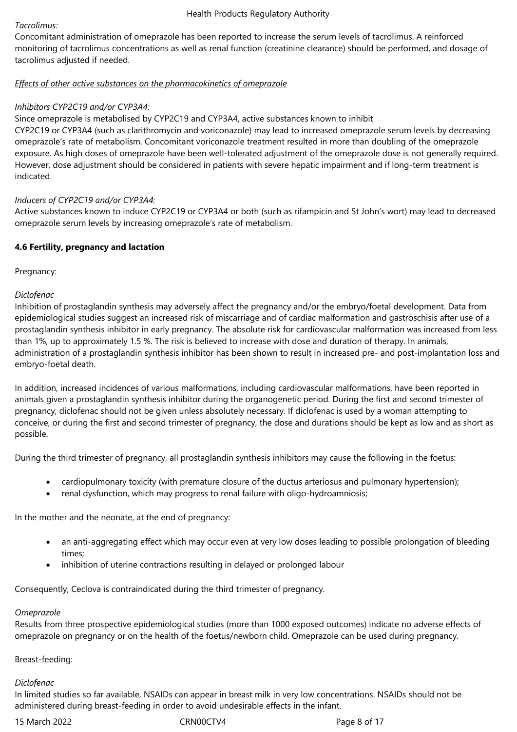*Tacrolimus:*

Concomitant administration of omeprazole has been reported to increase the serum levels of tacrolimus. A reinforced monitoring of tacrolimus concentrations as well as renal function (creatinine clearance) should be performed, and dosage of tacrolimus adjusted if needed.

*Effects of other active substances on the pharmacokinetics of omeprazole*

*Inhibitors CYP2C19 and/or CYP3A4:*

Since omeprazole is metabolised by CYP2C19 and CYP3A4, active substances known to inhibit CYP2C19 or CYP3A4 (such as clarithromycin and voriconazole) may lead to increased omeprazole serum levels by decreasing omeprazole's rate of metabolism. Concomitant voriconazole treatment resulted in more than doubling of the omeprazole exposure. As high doses of omeprazole have been well-tolerated adjustment of the omeprazole dose is not generally required. However, dose adjustment should be considered in patients with severe hepatic impairment and if long-term treatment is indicated.

*Inducers of CYP2C19 and/or CYP3A4:*

Active substances known to induce CYP2C19 or CYP3A4 or both (such as rifampicin and St John's wort) may lead to decreased omeprazole serum levels by increasing omeprazole's rate of metabolism.

**4.6 Fertility, pregnancy and lactation**

Pregnancy:

*Diclofenac*

Inhibition of prostaglandin synthesis may adversely affect the pregnancy and/or the embryo/foetal development. Data from epidemiological studies suggest an increased risk of miscarriage and of cardiac malformation and gastroschisis after use of a prostaglandin synthesis inhibitor in early pregnancy. The absolute risk for cardiovascular malformation was increased from less than 1%, up to approximately 1.5 %. The risk is believed to increase with dose and duration of therapy. In animals, administration of a prostaglandin synthesis inhibitor has been shown to result in increased pre- and post-implantation loss and embryo-foetal death.

In addition, increased incidences of various malformations, including cardiovascular malformations, have been reported in animals given a prostaglandin synthesis inhibitor during the organogenetic period. During the first and second trimester of pregnancy, diclofenac should not be given unless absolutely necessary. If diclofenac is used by a woman attempting to conceive, or during the first and second trimester of pregnancy, the dose and durations should be kept as low and as short as possible.

During the third trimester of pregnancy, all prostaglandin synthesis inhibitors may cause the following in the foetus:

- cardiopulmonary toxicity (with premature closure of the ductus arteriosus and pulmonary hypertension);
- renal dysfunction, which may progress to renal failure with oligo-hydroamniosis;

In the mother and the neonate, at the end of pregnancy:

- an anti-aggregating effect which may occur even at very low doses leading to possible prolongation of bleeding times;
- inhibition of uterine contractions resulting in delayed or prolonged labour

Consequently, Ceclova is contraindicated during the third trimester of pregnancy.

*Omeprazole*

Results from three prospective epidemiological studies (more than 1000 exposed outcomes) indicate no adverse effects of omeprazole on pregnancy or on the health of the foetus/newborn child. Omeprazole can be used during pregnancy.

Breast-feeding:

*Diclofenac*

In limited studies so far available, NSAIDs can appear in breast milk in very low concentrations. NSAIDs should not be administered during breast-feeding in order to avoid undesirable effects in the infant.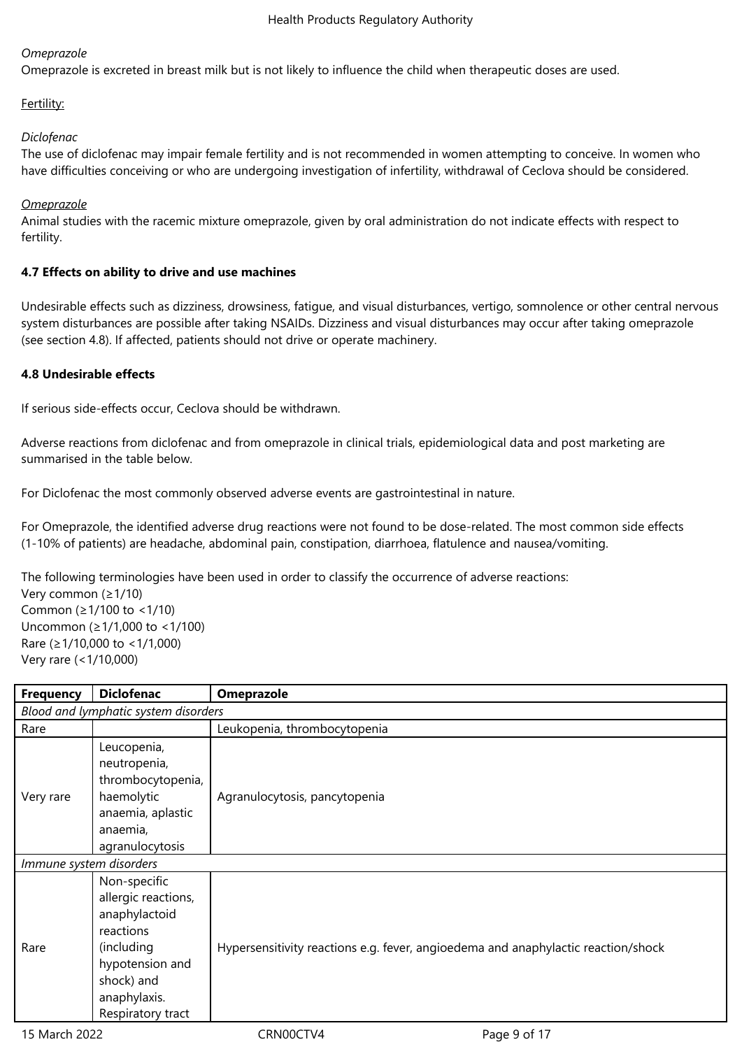*Omeprazole*

Omeprazole is excreted in breast milk but is not likely to influence the child when therapeutic doses are used.

Fertility:

*Diclofenac*

The use of diclofenac may impair female fertility and is not recommended in women attempting to conceive. In women who have difficulties conceiving or who are undergoing investigation of infertility, withdrawal of Ceclova should be considered.

*Omeprazole*

Animal studies with the racemic mixture omeprazole, given by oral administration do not indicate effects with respect to fertility.

**4.7 Effects on ability to drive and use machines**

Undesirable effects such as dizziness, drowsiness, fatigue, and visual disturbances, vertigo, somnolence or other central nervous system disturbances are possible after taking NSAIDs. Dizziness and visual disturbances may occur after taking omeprazole (see section 4.8). If affected, patients should not drive or operate machinery.

**4.8 Undesirable effects**

If serious side-effects occur, Ceclova should be withdrawn.

Adverse reactions from diclofenac and from omeprazole in clinical trials, epidemiological data and post marketing are summarised in the table below.

For Diclofenac the most commonly observed adverse events are gastrointestinal in nature.

For Omeprazole, the identified adverse drug reactions were not found to be dose-related. The most common side effects (1-10% of patients) are headache, abdominal pain, constipation, diarrhoea, flatulence and nausea/vomiting.

The following terminologies have been used in order to classify the occurrence of adverse reactions:
Very common (≥1/10)
Common (≥1/100 to <1/10)
Uncommon (≥1/1,000 to <1/100)
Rare (≥1/10,000 to <1/1,000)
Very rare (<1/10,000)

| **Frequency** | **Diclofenac** | **Omeprazole** |
|---|---|---|
| *Blood and lymphatic system disorders* | | |
| Rare | | Leukopenia, thrombocytopenia |
| Very rare | Leucopenia, neutropenia, thrombocytopenia, haemolytic anaemia, aplastic anaemia, agranulocytosis | Agranulocytosis, pancytopenia |
| *Immune system disorders* | | |
| Rare | Non-specific allergic reactions, anaphylactoid reactions (including hypotension and shock) and anaphylaxis. Respiratory tract | Hypersensitivity reactions e.g. fever, angioedema and anaphylactic reaction/shock |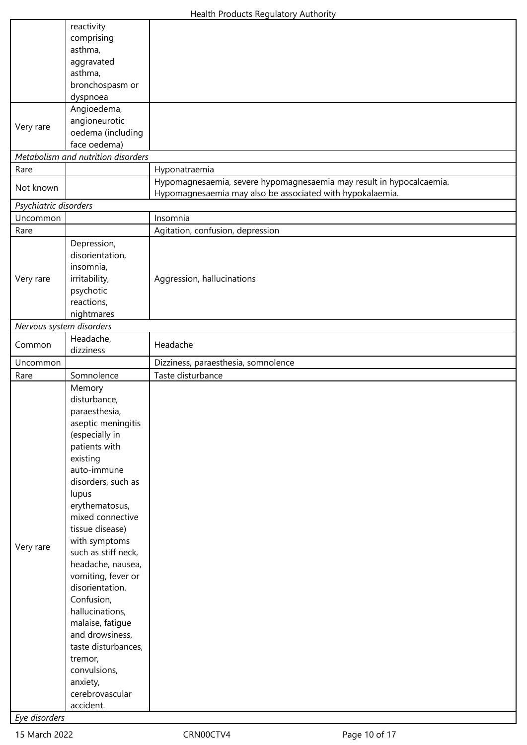| | | |
|---|---|---|
| | reactivity comprising asthma, aggravated asthma, bronchospasm or dyspnoea | |
| Very rare | Angioedema, angioneurotic oedema (including face oedema) | |
| *Metabolism and nutrition disorders* | | |
| Rare | | Hyponatraemia |
| Not known | | Hypomagnesaemia, severe hypomagnesaemia may result in hypocalcaemia. Hypomagnesaemia may also be associated with hypokalaemia. |
| *Psychiatric disorders* | | |
| Uncommon | | Insomnia |
| Rare | | Agitation, confusion, depression |
| Very rare | Depression, disorientation, insomnia, irritability, psychotic reactions, nightmares | Aggression, hallucinations |
| *Nervous system disorders* | | |
| Common | Headache, dizziness | Headache |
| Uncommon | | Dizziness, paraesthesia, somnolence |
| Rare | Somnolence | Taste disturbance |
| Very rare | Memory disturbance, paraesthesia, aseptic meningitis (especially in patients with existing auto-immune disorders, such as lupus erythematosus, mixed connective tissue disease) with symptoms such as stiff neck, headache, nausea, vomiting, fever or disorientation. Confusion, hallucinations, malaise, fatigue and drowsiness, taste disturbances, tremor, convulsions, anxiety, cerebrovascular accident. | |
| *Eye disorders* | | |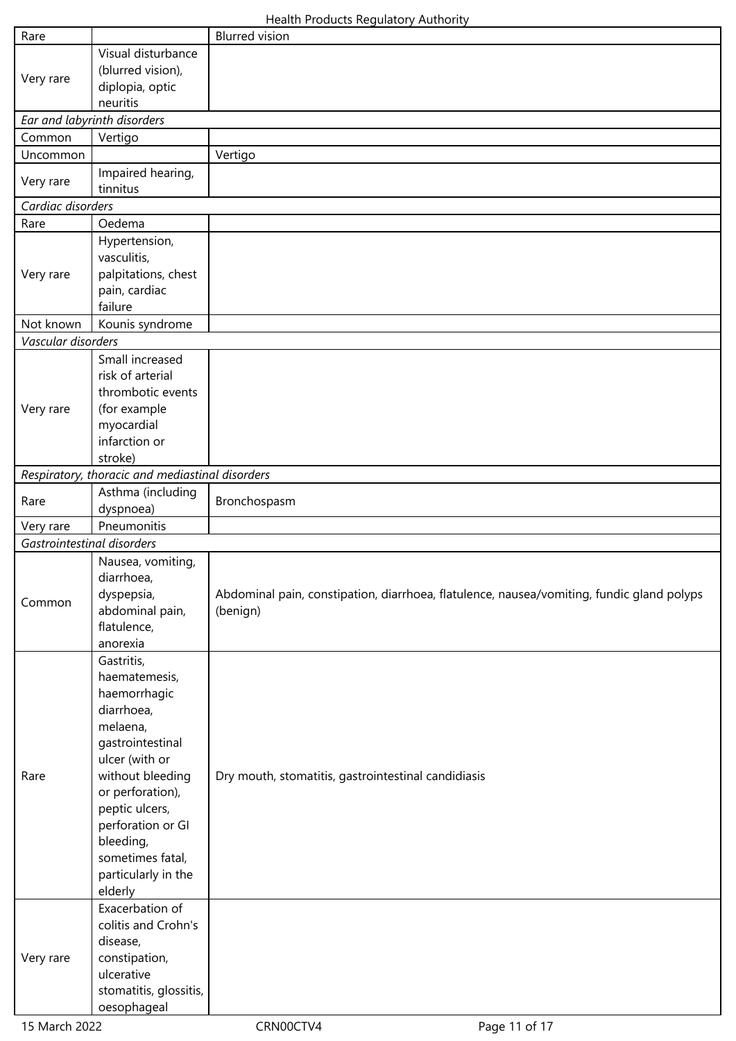| | | |
|---|---|---|
| Rare | | Blurred vision |
| Very rare | Visual disturbance (blurred vision), diplopia, optic neuritis | |
| *Ear and labyrinth disorders* | | |
| Common | Vertigo | |
| Uncommon | | Vertigo |
| Very rare | Impaired hearing, tinnitus | |
| *Cardiac disorders* | | |
| Rare | Oedema | |
| Very rare | Hypertension, vasculitis, palpitations, chest pain, cardiac failure | |
| Not known | Kounis syndrome | |
| *Vascular disorders* | | |
| Very rare | Small increased risk of arterial thrombotic events (for example myocardial infarction or stroke) | |
| *Respiratory, thoracic and mediastinal disorders* | | |
| Rare | Asthma (including dyspnoea) | Bronchospasm |
| Very rare | Pneumonitis | |
| *Gastrointestinal disorders* | | |
| Common | Nausea, vomiting, diarrhoea, dyspepsia, abdominal pain, flatulence, anorexia | Abdominal pain, constipation, diarrhoea, flatulence, nausea/vomiting, fundic gland polyps (benign) |
| Rare | Gastritis, haematemesis, haemorrhagic diarrhoea, melaena, gastrointestinal ulcer (with or without bleeding or perforation), peptic ulcers, perforation or GI bleeding, sometimes fatal, particularly in the elderly | Dry mouth, stomatitis, gastrointestinal candidiasis |
| Very rare | Exacerbation of colitis and Crohn's disease, constipation, ulcerative stomatitis, glossitis, oesophageal | |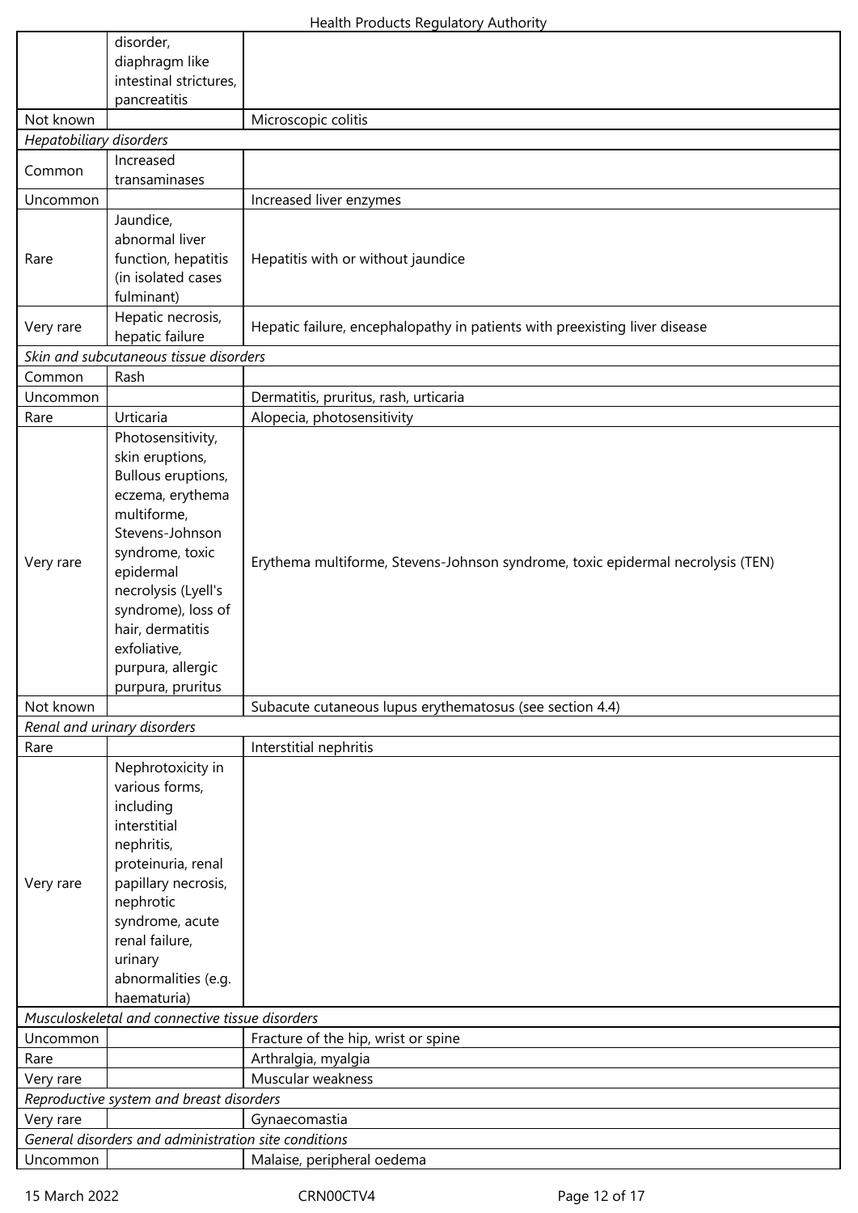| | | |
|---|---|---|
| | disorder, diaphragm like intestinal strictures, pancreatitis | |
| Not known | | Microscopic colitis |
| *Hepatobiliary disorders* | | |
| Common | Increased transaminases | |
| Uncommon | | Increased liver enzymes |
| Rare | Jaundice, abnormal liver function, hepatitis (in isolated cases fulminant) | Hepatitis with or without jaundice |
| Very rare | Hepatic necrosis, hepatic failure | Hepatic failure, encephalopathy in patients with preexisting liver disease |
| *Skin and subcutaneous tissue disorders* | | |
| Common | Rash | |
| Uncommon | | Dermatitis, pruritus, rash, urticaria |
| Rare | Urticaria | Alopecia, photosensitivity |
| Very rare | Photosensitivity, skin eruptions, Bullous eruptions, eczema, erythema multiforme, Stevens-Johnson syndrome, toxic epidermal necrolysis (Lyell's syndrome), loss of hair, dermatitis exfoliative, purpura, allergic purpura, pruritus | Erythema multiforme, Stevens-Johnson syndrome, toxic epidermal necrolysis (TEN) |
| Not known | | Subacute cutaneous lupus erythematosus (see section 4.4) |
| *Renal and urinary disorders* | | |
| Rare | | Interstitial nephritis |
| Very rare | Nephrotoxicity in various forms, including interstitial nephritis, proteinuria, renal papillary necrosis, nephrotic syndrome, acute renal failure, urinary abnormalities (e.g. haematuria) | |
| *Musculoskeletal and connective tissue disorders* | | |
| Uncommon | | Fracture of the hip, wrist or spine |
| Rare | | Arthralgia, myalgia |
| Very rare | | Muscular weakness |
| *Reproductive system and breast disorders* | | |
| Very rare | | Gynaecomastia |
| *General disorders and administration site conditions* | | |
| Uncommon | | Malaise, peripheral oedema |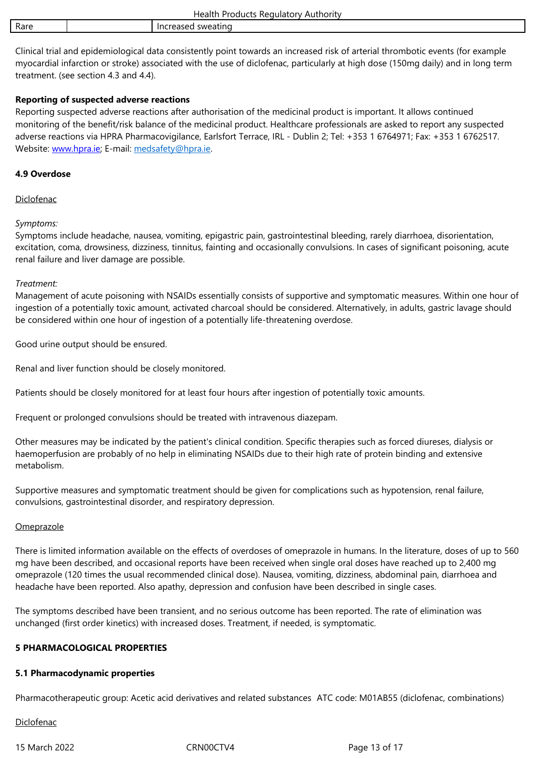| | | |
|---|---|---|
| Rare | | Increased sweating |

Clinical trial and epidemiological data consistently point towards an increased risk of arterial thrombotic events (for example myocardial infarction or stroke) associated with the use of diclofenac, particularly at high dose (150mg daily) and in long term treatment. (see section 4.3 and 4.4).

**Reporting of suspected adverse reactions**
Reporting suspected adverse reactions after authorisation of the medicinal product is important. It allows continued monitoring of the benefit/risk balance of the medicinal product. Healthcare professionals are asked to report any suspected adverse reactions via HPRA Pharmacovigilance, Earlsfort Terrace, IRL - Dublin 2; Tel: +353 1 6764971; Fax: +353 1 6762517. Website: www.hpra.ie; E-mail: medsafety@hpra.ie.

**4.9 Overdose**

Diclofenac

*Symptoms:*
Symptoms include headache, nausea, vomiting, epigastric pain, gastrointestinal bleeding, rarely diarrhoea, disorientation, excitation, coma, drowsiness, dizziness, tinnitus, fainting and occasionally convulsions. In cases of significant poisoning, acute renal failure and liver damage are possible.

*Treatment:*
Management of acute poisoning with NSAIDs essentially consists of supportive and symptomatic measures. Within one hour of ingestion of a potentially toxic amount, activated charcoal should be considered. Alternatively, in adults, gastric lavage should be considered within one hour of ingestion of a potentially life-threatening overdose.

Good urine output should be ensured.

Renal and liver function should be closely monitored.

Patients should be closely monitored for at least four hours after ingestion of potentially toxic amounts.

Frequent or prolonged convulsions should be treated with intravenous diazepam.

Other measures may be indicated by the patient's clinical condition. Specific therapies such as forced diureses, dialysis or haemoperfusion are probably of no help in eliminating NSAIDs due to their high rate of protein binding and extensive metabolism.

Supportive measures and symptomatic treatment should be given for complications such as hypotension, renal failure, convulsions, gastrointestinal disorder, and respiratory depression.

Omeprazole

There is limited information available on the effects of overdoses of omeprazole in humans. In the literature, doses of up to 560 mg have been described, and occasional reports have been received when single oral doses have reached up to 2,400 mg omeprazole (120 times the usual recommended clinical dose). Nausea, vomiting, dizziness, abdominal pain, diarrhoea and headache have been reported. Also apathy, depression and confusion have been described in single cases.

The symptoms described have been transient, and no serious outcome has been reported. The rate of elimination was unchanged (first order kinetics) with increased doses. Treatment, if needed, is symptomatic.

**5 PHARMACOLOGICAL PROPERTIES**

**5.1 Pharmacodynamic properties**

Pharmacotherapeutic group: Acetic acid derivatives and related substances ATC code: M01AB55 (diclofenac, combinations)

Diclofenac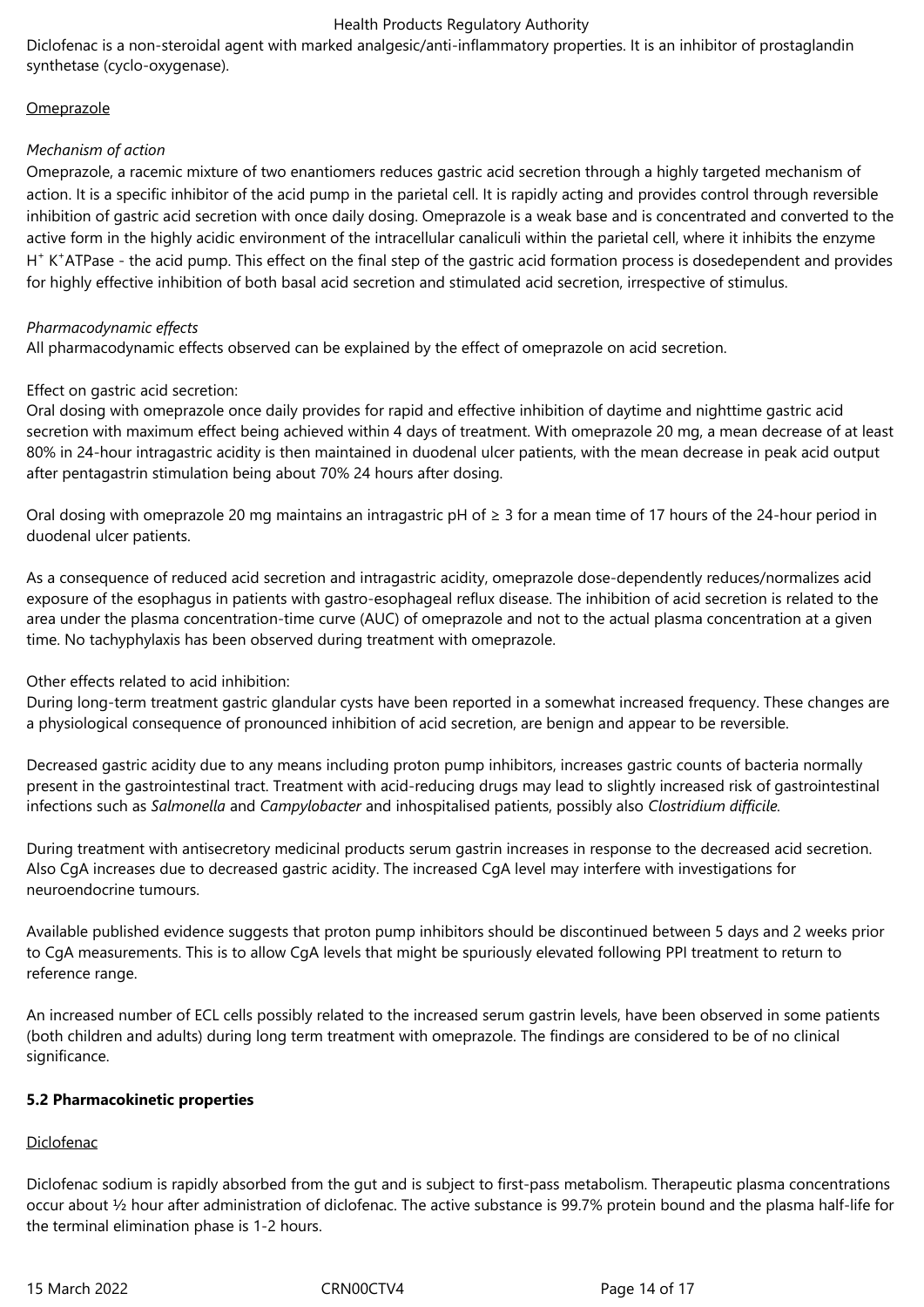Diclofenac is a non-steroidal agent with marked analgesic/anti-inflammatory properties. It is an inhibitor of prostaglandin synthetase (cyclo-oxygenase).

Omeprazole

*Mechanism of action*

Omeprazole, a racemic mixture of two enantiomers reduces gastric acid secretion through a highly targeted mechanism of action. It is a specific inhibitor of the acid pump in the parietal cell. It is rapidly acting and provides control through reversible inhibition of gastric acid secretion with once daily dosing. Omeprazole is a weak base and is concentrated and converted to the active form in the highly acidic environment of the intracellular canaliculi within the parietal cell, where it inhibits the enzyme $H^+$ $K^+$ATPase - the acid pump. This effect on the final step of the gastric acid formation process is dosedependent and provides for highly effective inhibition of both basal acid secretion and stimulated acid secretion, irrespective of stimulus.

*Pharmacodynamic effects*

All pharmacodynamic effects observed can be explained by the effect of omeprazole on acid secretion.

Effect on gastric acid secretion:

Oral dosing with omeprazole once daily provides for rapid and effective inhibition of daytime and nighttime gastric acid secretion with maximum effect being achieved within 4 days of treatment. With omeprazole 20 mg, a mean decrease of at least 80% in 24-hour intragastric acidity is then maintained in duodenal ulcer patients, with the mean decrease in peak acid output after pentagastrin stimulation being about 70% 24 hours after dosing.

Oral dosing with omeprazole 20 mg maintains an intragastric pH of ≥ 3 for a mean time of 17 hours of the 24-hour period in duodenal ulcer patients.

As a consequence of reduced acid secretion and intragastric acidity, omeprazole dose-dependently reduces/normalizes acid exposure of the esophagus in patients with gastro-esophageal reflux disease. The inhibition of acid secretion is related to the area under the plasma concentration-time curve (AUC) of omeprazole and not to the actual plasma concentration at a given time. No tachyphylaxis has been observed during treatment with omeprazole.

Other effects related to acid inhibition:

During long-term treatment gastric glandular cysts have been reported in a somewhat increased frequency. These changes are a physiological consequence of pronounced inhibition of acid secretion, are benign and appear to be reversible.

Decreased gastric acidity due to any means including proton pump inhibitors, increases gastric counts of bacteria normally present in the gastrointestinal tract. Treatment with acid-reducing drugs may lead to slightly increased risk of gastrointestinal infections such as *Salmonella* and *Campylobacter* and inhospitalised patients, possibly also *Clostridium difficile.*

During treatment with antisecretory medicinal products serum gastrin increases in response to the decreased acid secretion. Also CgA increases due to decreased gastric acidity. The increased CgA level may interfere with investigations for neuroendocrine tumours.

Available published evidence suggests that proton pump inhibitors should be discontinued between 5 days and 2 weeks prior to CgA measurements. This is to allow CgA levels that might be spuriously elevated following PPI treatment to return to reference range.

An increased number of ECL cells possibly related to the increased serum gastrin levels, have been observed in some patients (both children and adults) during long term treatment with omeprazole. The findings are considered to be of no clinical significance.

**5.2 Pharmacokinetic properties**

Diclofenac

Diclofenac sodium is rapidly absorbed from the gut and is subject to first-pass metabolism. Therapeutic plasma concentrations occur about ½ hour after administration of diclofenac. The active substance is 99.7% protein bound and the plasma half-life for the terminal elimination phase is 1-2 hours.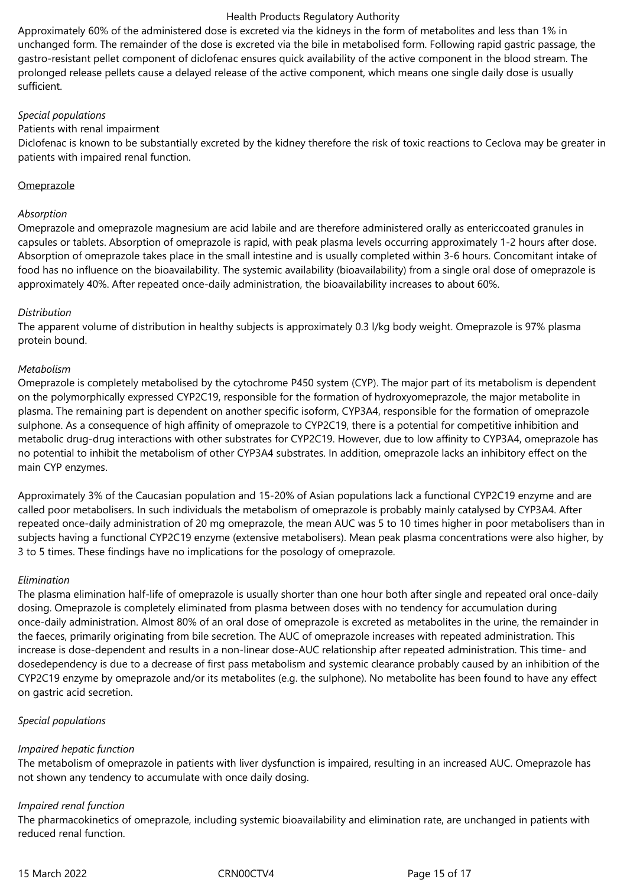Approximately 60% of the administered dose is excreted via the kidneys in the form of metabolites and less than 1% in unchanged form. The remainder of the dose is excreted via the bile in metabolised form. Following rapid gastric passage, the gastro-resistant pellet component of diclofenac ensures quick availability of the active component in the blood stream. The prolonged release pellets cause a delayed release of the active component, which means one single daily dose is usually sufficient.

*Special populations*

Patients with renal impairment

Diclofenac is known to be substantially excreted by the kidney therefore the risk of toxic reactions to Ceclova may be greater in patients with impaired renal function.

Omeprazole

*Absorption*

Omeprazole and omeprazole magnesium are acid labile and are therefore administered orally as entericcoated granules in capsules or tablets. Absorption of omeprazole is rapid, with peak plasma levels occurring approximately 1-2 hours after dose. Absorption of omeprazole takes place in the small intestine and is usually completed within 3-6 hours. Concomitant intake of food has no influence on the bioavailability. The systemic availability (bioavailability) from a single oral dose of omeprazole is approximately 40%. After repeated once-daily administration, the bioavailability increases to about 60%.

*Distribution*

The apparent volume of distribution in healthy subjects is approximately 0.3 l/kg body weight. Omeprazole is 97% plasma protein bound.

*Metabolism*

Omeprazole is completely metabolised by the cytochrome P450 system (CYP). The major part of its metabolism is dependent on the polymorphically expressed CYP2C19, responsible for the formation of hydroxyomeprazole, the major metabolite in plasma. The remaining part is dependent on another specific isoform, CYP3A4, responsible for the formation of omeprazole sulphone. As a consequence of high affinity of omeprazole to CYP2C19, there is a potential for competitive inhibition and metabolic drug-drug interactions with other substrates for CYP2C19. However, due to low affinity to CYP3A4, omeprazole has no potential to inhibit the metabolism of other CYP3A4 substrates. In addition, omeprazole lacks an inhibitory effect on the main CYP enzymes.

Approximately 3% of the Caucasian population and 15-20% of Asian populations lack a functional CYP2C19 enzyme and are called poor metabolisers. In such individuals the metabolism of omeprazole is probably mainly catalysed by CYP3A4. After repeated once-daily administration of 20 mg omeprazole, the mean AUC was 5 to 10 times higher in poor metabolisers than in subjects having a functional CYP2C19 enzyme (extensive metabolisers). Mean peak plasma concentrations were also higher, by 3 to 5 times. These findings have no implications for the posology of omeprazole.

*Elimination*

The plasma elimination half-life of omeprazole is usually shorter than one hour both after single and repeated oral once-daily dosing. Omeprazole is completely eliminated from plasma between doses with no tendency for accumulation during once-daily administration. Almost 80% of an oral dose of omeprazole is excreted as metabolites in the urine, the remainder in the faeces, primarily originating from bile secretion. The AUC of omeprazole increases with repeated administration. This increase is dose-dependent and results in a non-linear dose-AUC relationship after repeated administration. This time- and dosedependency is due to a decrease of first pass metabolism and systemic clearance probably caused by an inhibition of the CYP2C19 enzyme by omeprazole and/or its metabolites (e.g. the sulphone). No metabolite has been found to have any effect on gastric acid secretion.

*Special populations*

*Impaired hepatic function*

The metabolism of omeprazole in patients with liver dysfunction is impaired, resulting in an increased AUC. Omeprazole has not shown any tendency to accumulate with once daily dosing.

*Impaired renal function*

The pharmacokinetics of omeprazole, including systemic bioavailability and elimination rate, are unchanged in patients with reduced renal function.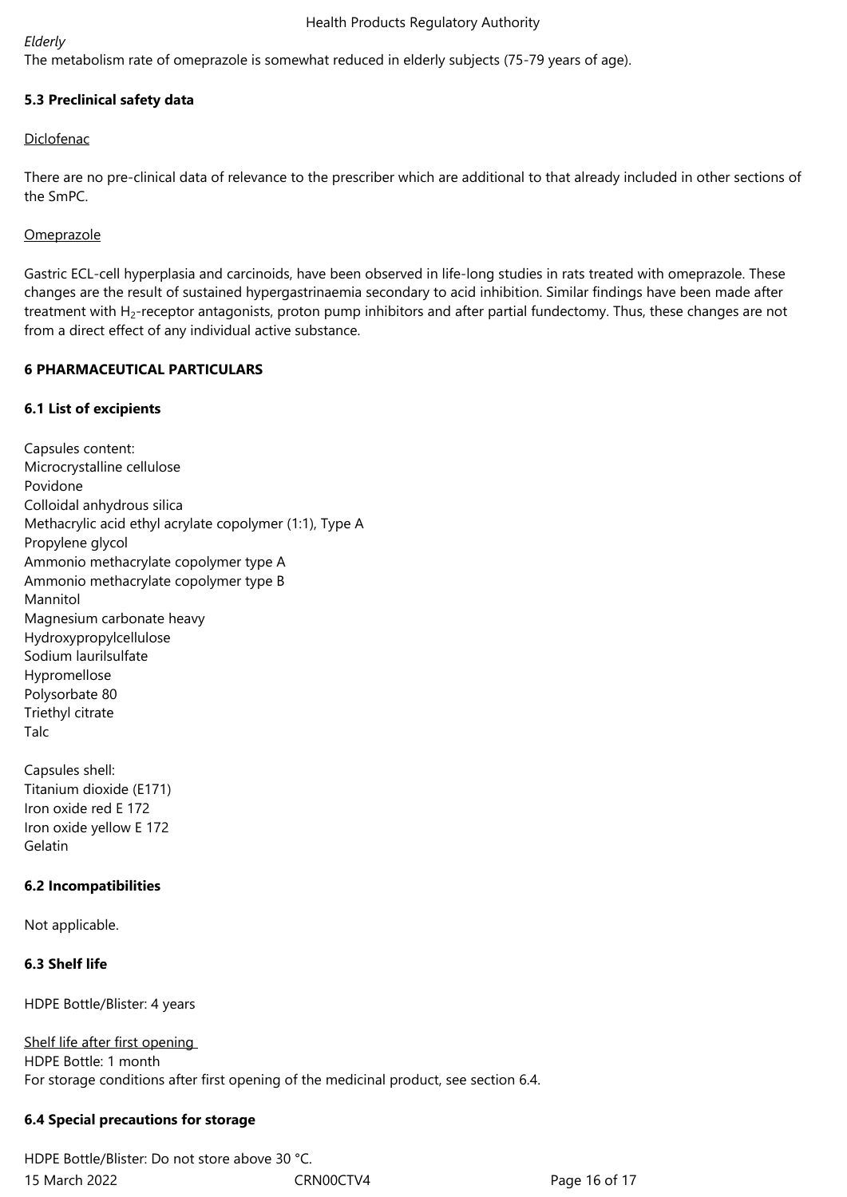*Elderly*

The metabolism rate of omeprazole is somewhat reduced in elderly subjects (75-79 years of age).

**5.3 Preclinical safety data**

Diclofenac

There are no pre-clinical data of relevance to the prescriber which are additional to that already included in other sections of the SmPC.

Omeprazole

Gastric ECL-cell hyperplasia and carcinoids, have been observed in life-long studies in rats treated with omeprazole. These changes are the result of sustained hypergastrinaemia secondary to acid inhibition. Similar findings have been made after treatment with $H_2$-receptor antagonists, proton pump inhibitors and after partial fundectomy. Thus, these changes are not from a direct effect of any individual active substance.

**6 PHARMACEUTICAL PARTICULARS**

**6.1 List of excipients**

Capsules content:
Microcrystalline cellulose
Povidone
Colloidal anhydrous silica
Methacrylic acid ethyl acrylate copolymer (1:1), Type A
Propylene glycol
Ammonio methacrylate copolymer type A
Ammonio methacrylate copolymer type B
Mannitol
Magnesium carbonate heavy
Hydroxypropylcellulose
Sodium laurilsulfate
Hypromellose
Polysorbate 80
Triethyl citrate
Talc

Capsules shell:
Titanium dioxide (E171)
Iron oxide red E 172
Iron oxide yellow E 172
Gelatin

**6.2 Incompatibilities**

Not applicable.

**6.3 Shelf life**

HDPE Bottle/Blister: 4 years

Shelf life after first opening
HDPE Bottle: 1 month
For storage conditions after first opening of the medicinal product, see section 6.4.

**6.4 Special precautions for storage**

HDPE Bottle/Blister: Do not store above 30 °C.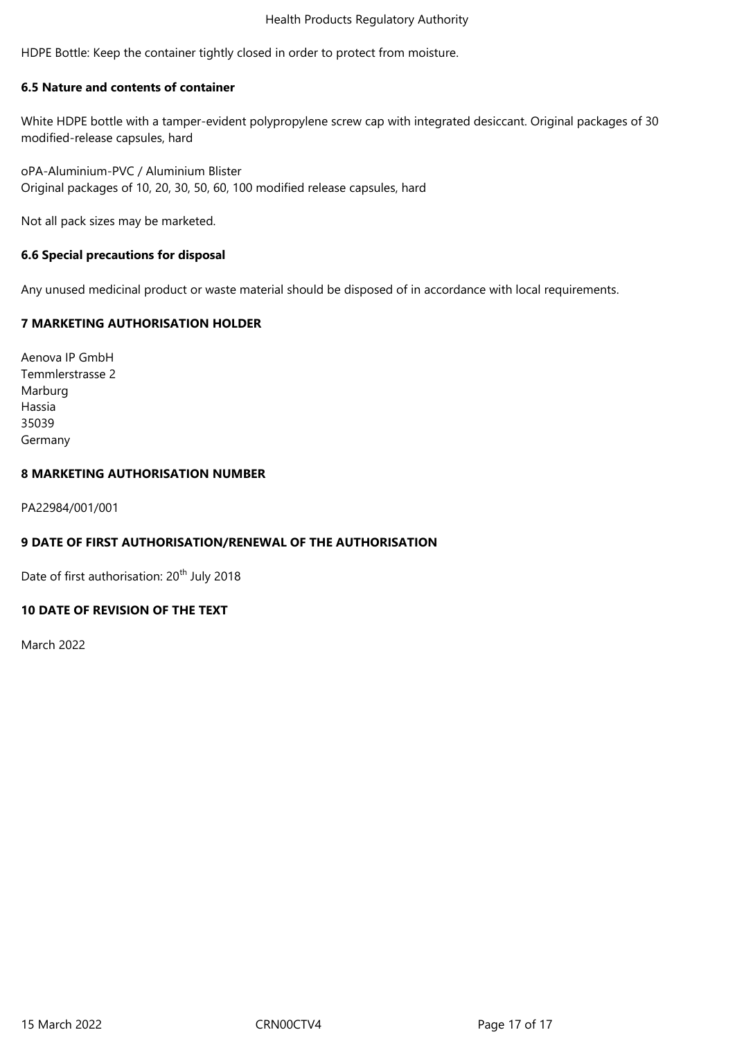HDPE Bottle: Keep the container tightly closed in order to protect from moisture.

## 6.5 Nature and contents of container

White HDPE bottle with a tamper-evident polypropylene screw cap with integrated desiccant. Original packages of 30 modified-release capsules, hard

oPA-Aluminium-PVC / Aluminium Blister
Original packages of 10, 20, 30, 50, 60, 100 modified release capsules, hard

Not all pack sizes may be marketed.

## 6.6 Special precautions for disposal

Any unused medicinal product or waste material should be disposed of in accordance with local requirements.

# 7 MARKETING AUTHORISATION HOLDER

Aenova IP GmbH
Temmlerstrasse 2
Marburg
Hassia
35039
Germany

# 8 MARKETING AUTHORISATION NUMBER

PA22984/001/001

# 9 DATE OF FIRST AUTHORISATION/RENEWAL OF THE AUTHORISATION

Date of first authorisation: 20th July 2018

# 10 DATE OF REVISION OF THE TEXT

March 2022